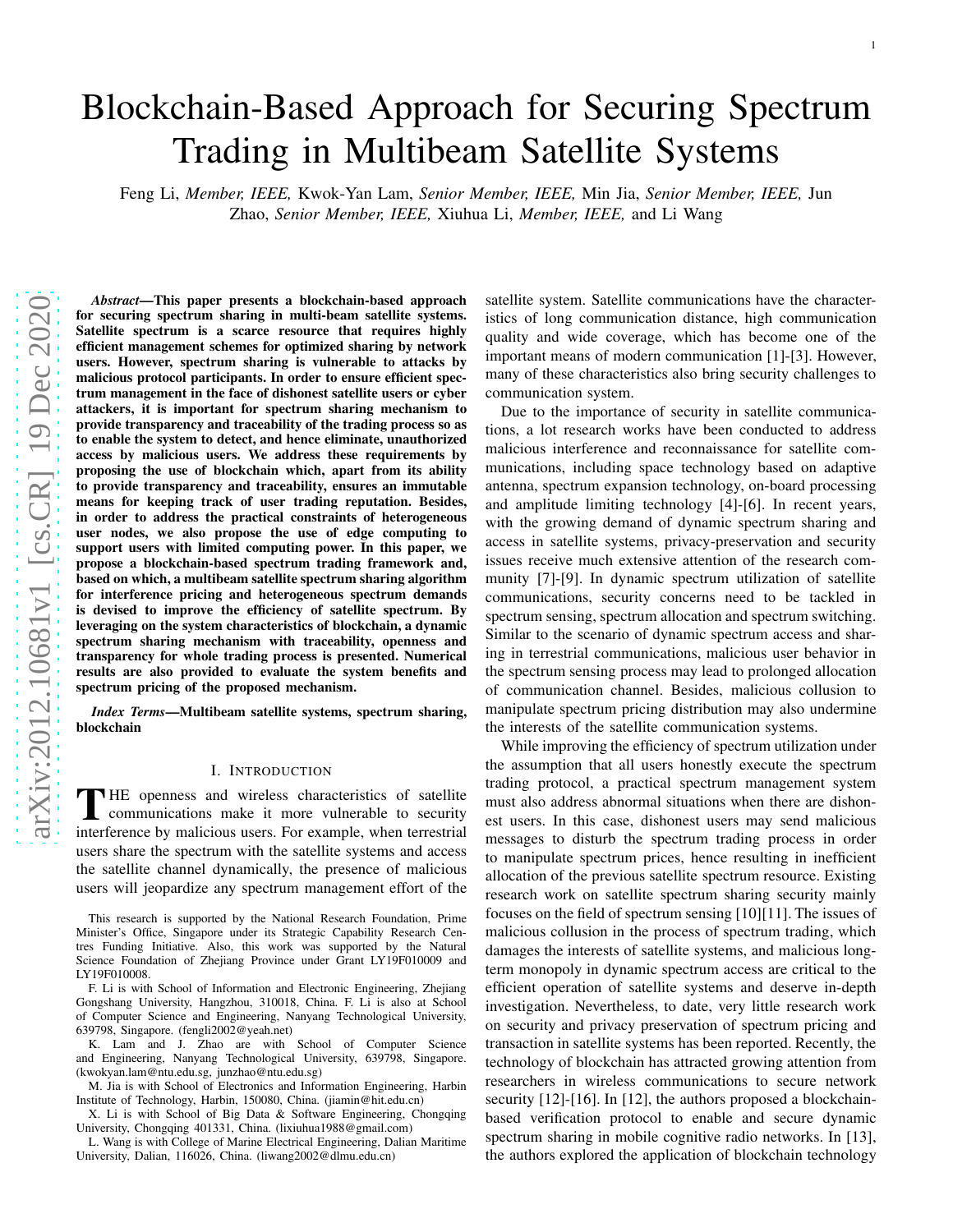# Blockchain-Based Approach for Securing Spectrum Trading in Multibeam Satellite Systems

Feng Li, *Member, IEEE,* Kwok-Yan Lam, *Senior Member, IEEE,* Min Jia, *Senior Member, IEEE,* Jun Zhao, *Senior Member, IEEE,* Xiuhua Li, *Member, IEEE,* and Li Wang

***Abstract*—This paper presents a blockchain-based approach for securing spectrum sharing in multi-beam satellite systems. Satellite spectrum is a scarce resource that requires highly efficient management schemes for optimized sharing by network users. However, spectrum sharing is vulnerable to attacks by malicious protocol participants. In order to ensure efficient spectrum management in the face of dishonest satellite users or cyber attackers, it is important for spectrum sharing mechanism to provide transparency and traceability of the trading process so as to enable the system to detect, and hence eliminate, unauthorized access by malicious users. We address these requirements by proposing the use of blockchain which, apart from its ability to provide transparency and traceability, ensures an immutable means for keeping track of user trading reputation. Besides, in order to address the practical constraints of heterogeneous user nodes, we also propose the use of edge computing to support users with limited computing power. In this paper, we propose a blockchain-based spectrum trading framework and, based on which, a multibeam satellite spectrum sharing algorithm for interference pricing and heterogeneous spectrum demands is devised to improve the efficiency of satellite spectrum. By leveraging on the system characteristics of blockchain, a dynamic spectrum sharing mechanism with traceability, openness and transparency for whole trading process is presented. Numerical results are also provided to evaluate the system benefits and spectrum pricing of the proposed mechanism.**

***Index Terms*—Multibeam satellite systems, spectrum sharing, blockchain**

## I. Introduction

THE openness and wireless characteristics of satellite communications make it more vulnerable to security interference by malicious users. For example, when terrestrial users share the spectrum with the satellite systems and access the satellite channel dynamically, the presence of malicious users will jeopardize any spectrum management effort of the satellite system. Satellite communications have the characteristics of long communication distance, high communication quality and wide coverage, which has become one of the important means of modern communication [1]-[3]. However, many of these characteristics also bring security challenges to communication system.

Due to the importance of security in satellite communications, a lot research works have been conducted to address malicious interference and reconnaissance for satellite communications, including space technology based on adaptive antenna, spectrum expansion technology, on-board processing and amplitude limiting technology [4]-[6]. In recent years, with the growing demand of dynamic spectrum sharing and access in satellite systems, privacy-preservation and security issues receive much extensive attention of the research community [7]-[9]. In dynamic spectrum utilization of satellite communications, security concerns need to be tackled in spectrum sensing, spectrum allocation and spectrum switching. Similar to the scenario of dynamic spectrum access and sharing in terrestrial communications, malicious user behavior in the spectrum sensing process may lead to prolonged allocation of communication channel. Besides, malicious collusion to manipulate spectrum pricing distribution may also undermine the interests of the satellite communication systems.

While improving the efficiency of spectrum utilization under the assumption that all users honestly execute the spectrum trading protocol, a practical spectrum management system must also address abnormal situations when there are dishonest users. In this case, dishonest users may send malicious messages to disturb the spectrum trading process in order to manipulate spectrum prices, hence resulting in inefficient allocation of the previous satellite spectrum resource. Existing research work on satellite spectrum sharing security mainly focuses on the field of spectrum sensing [10][11]. The issues of malicious collusion in the process of spectrum trading, which damages the interests of satellite systems, and malicious long-term monopoly in dynamic spectrum access are critical to the efficient operation of satellite systems and deserve in-depth investigation. Nevertheless, to date, very little research work on security and privacy preservation of spectrum pricing and transaction in satellite systems has been reported. Recently, the technology of blockchain has attracted growing attention from researchers in wireless communications to secure network security [12]-[16]. In [12], the authors proposed a blockchain-based verification protocol to enable and secure dynamic spectrum sharing in mobile cognitive radio networks. In [13], the authors explored the application of blockchain technology

This research is supported by the National Research Foundation, Prime Minister's Office, Singapore under its Strategic Capability Research Centres Funding Initiative. Also, this work was supported by the Natural Science Foundation of Zhejiang Province under Grant LY19F010009 and LY19F010008.

F. Li is with School of Information and Electronic Engineering, Zhejiang Gongshang University, Hangzhou, 310018, China. F. Li is also at School of Computer Science and Engineering, Nanyang Technological University, 639798, Singapore. (fengli2002@yeah.net)

K. Lam and J. Zhao are with School of Computer Science and Engineering, Nanyang Technological University, 639798, Singapore. (kwokyan.lam@ntu.edu.sg, junzhao@ntu.edu.sg)

M. Jia is with School of Electronics and Information Engineering, Harbin Institute of Technology, Harbin, 150080, China. (jiamin@hit.edu.cn)

X. Li is with School of Big Data & Software Engineering, Chongqing University, Chongqing 401331, China. (lixiuhua1988@gmail.com)

L. Wang is with College of Marine Electrical Engineering, Dalian Maritime University, Dalian, 116026, China. (liwang2002@dlmu.edu.cn)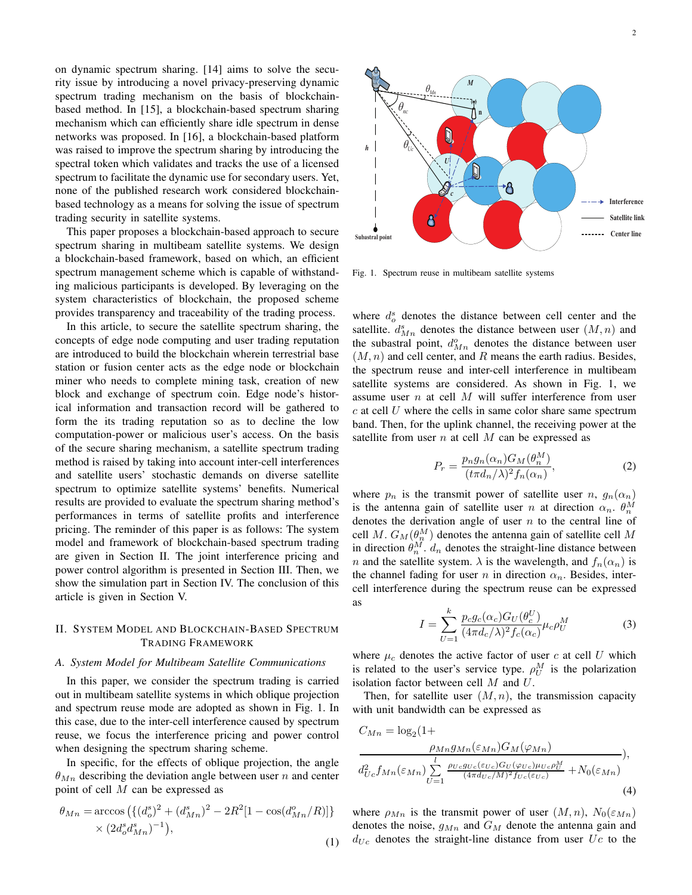on dynamic spectrum sharing. [14] aims to solve the security issue by introducing a novel privacy-preserving dynamic spectrum trading mechanism on the basis of blockchain-based method. In [15], a blockchain-based spectrum sharing mechanism which can efficiently share idle spectrum in dense networks was proposed. In [16], a blockchain-based platform was raised to improve the spectrum sharing by introducing the spectral token which validates and tracks the use of a licensed spectrum to facilitate the dynamic use for secondary users. Yet, none of the published research work considered blockchain-based technology as a means for solving the issue of spectrum trading security in satellite systems.

This paper proposes a blockchain-based approach to secure spectrum sharing in multibeam satellite systems. We design a blockchain-based framework, based on which, an efficient spectrum management scheme which is capable of withstanding malicious participants is developed. By leveraging on the system characteristics of blockchain, the proposed scheme provides transparency and traceability of the trading process.

In this article, to secure the satellite spectrum sharing, the concepts of edge node computing and user trading reputation are introduced to build the blockchain wherein terrestrial base station or fusion center acts as the edge node or blockchain miner who needs to complete mining task, creation of new block and exchange of spectrum coin. Edge node's historical information and transaction record will be gathered to form the its trading reputation so as to decline the low computation-power or malicious user's access. On the basis of the secure sharing mechanism, a satellite spectrum trading method is raised by taking into account inter-cell interferences and satellite users' stochastic demands on diverse satellite spectrum to optimize satellite systems' benefits. Numerical results are provided to evaluate the spectrum sharing method's performances in terms of satellite profits and interference pricing. The reminder of this paper is as follows: The system model and framework of blockchain-based spectrum trading are given in Section II. The joint interference pricing and power control algorithm is presented in Section III. Then, we show the simulation part in Section IV. The conclusion of this article is given in Section V.

## II. System Model and Blockchain-Based Spectrum Trading Framework

### A. System Model for Multibeam Satellite Communications

In this paper, we consider the spectrum trading is carried out in multibeam satellite systems in which oblique projection and spectrum reuse mode are adopted as shown in Fig. 1. In this case, due to the inter-cell interference caused by spectrum reuse, we focus the interference pricing and power control when designing the spectrum sharing scheme.

In specific, for the effects of oblique projection, the angle $\theta_{Mn}$ describing the deviation angle between user $n$ and center point of cell $M$ can be expressed as

$$\theta_{Mn} = \arccos\left(\{(d_o^s)^2 + (d_{Mn}^s)^2 - 2R^2[1-\cos(d_{Mn}^o/R)]\} \times (2d_o^s d_{Mn}^s)^{-1}\right), \tag{1}$$

Fig. 1. Spectrum reuse in multibeam satellite systems

where $d_o^s$ denotes the distance between cell center and the satellite. $d_{Mn}^s$ denotes the distance between user $(M,n)$ and the subastral point, $d_{Mn}^o$ denotes the distance between user $(M,n)$ and cell center, and $R$ means the earth radius. Besides, the spectrum reuse and inter-cell interference in multibeam satellite systems are considered. As shown in Fig. 1, we assume user $n$ at cell $M$ will suffer interference from user $c$ at cell $U$ where the cells in same color share same spectrum band. Then, for the uplink channel, the receiving power at the satellite from user $n$ at cell $M$ can be expressed as

$$P_r = \frac{p_n g_n(\alpha_n) G_M(\theta_n^M)}{(t\pi d_n/\lambda)^2 f_n(\alpha_n)}, \tag{2}$$

where $p_n$ is the transmit power of satellite user $n$, $g_n(\alpha_n)$ is the antenna gain of satellite user $n$ at direction $\alpha_n$. $\theta_n^M$ denotes the derivation angle of user $n$ to the central line of cell $M$. $G_M(\theta_n^M)$ denotes the antenna gain of satellite cell $M$ in direction $\theta_n^M$. $d_n$ denotes the straight-line distance between $n$ and the satellite system. $\lambda$ is the wavelength, and $f_n(\alpha_n)$ is the channel fading for user $n$ in direction $\alpha_n$. Besides, inter-cell interference during the spectrum reuse can be expressed as

$$I = \sum_{U=1}^{k} \frac{p_c g_c(\alpha_c) G_U(\theta_c^U)}{(4\pi d_c/\lambda)^2 f_c(\alpha_c)} \mu_c \rho_U^M \tag{3}$$

where $\mu_c$ denotes the active factor of user $c$ at cell $U$ which is related to the user's service type. $\rho_U^M$ is the polarization isolation factor between cell $M$ and $U$.

Then, for satellite user $(M,n)$, the transmission capacity with unit bandwidth can be expressed as

$$C_{Mn} = \log_2\Big(1 + \frac{\rho_{Mn} g_{Mn}(\varepsilon_{Mn}) G_M(\varphi_{Mn})}{d_{Uc}^2 f_{Mn}(\varepsilon_{Mn}) \sum\limits_{U=1}^{l} \frac{\rho_{Uc} g_{Uc}(\varepsilon_{Uc}) G_U(\varphi_{Uc}) \mu_{Uc} \rho_U^M}{(4\pi d_{Uc}/M)^2 f_{Uc}(\varepsilon_{Uc})} + N_0(\varepsilon_{Mn})}\Big), \tag{4}$$

where $\rho_{Mn}$ is the transmit power of user $(M,n)$, $N_0(\varepsilon_{Mn})$ denotes the noise, $g_{Mn}$ and $G_M$ denote the antenna gain and $d_{Uc}$ denotes the straight-line distance from user $Uc$ to the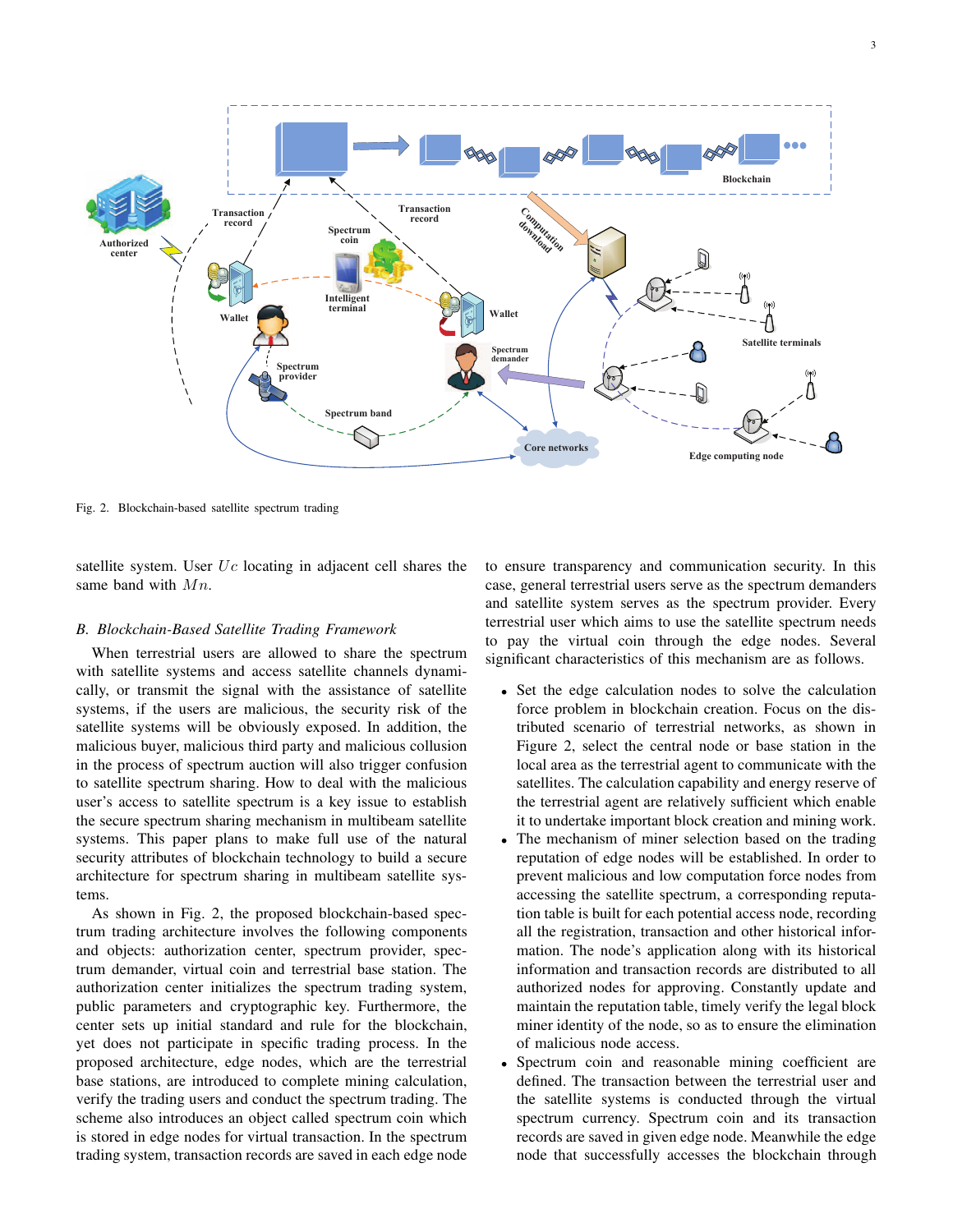Fig. 2. Blockchain-based satellite spectrum trading

satellite system. User $Uc$ locating in adjacent cell shares the same band with $Mn$.

### B. Blockchain-Based Satellite Trading Framework

When terrestrial users are allowed to share the spectrum with satellite systems and access satellite channels dynamically, or transmit the signal with the assistance of satellite systems, if the users are malicious, the security risk of the satellite systems will be obviously exposed. In addition, the malicious buyer, malicious third party and malicious collusion in the process of spectrum auction will also trigger confusion to satellite spectrum sharing. How to deal with the malicious user's access to satellite spectrum is a key issue to establish the secure spectrum sharing mechanism in multibeam satellite systems. This paper plans to make full use of the natural security attributes of blockchain technology to build a secure architecture for spectrum sharing in multibeam satellite systems.

As shown in Fig. 2, the proposed blockchain-based spectrum trading architecture involves the following components and objects: authorization center, spectrum provider, spectrum demander, virtual coin and terrestrial base station. The authorization center initializes the spectrum trading system, public parameters and cryptographic key. Furthermore, the center sets up initial standard and rule for the blockchain, yet does not participate in specific trading process. In the proposed architecture, edge nodes, which are the terrestrial base stations, are introduced to complete mining calculation, verify the trading users and conduct the spectrum trading. The scheme also introduces an object called spectrum coin which is stored in edge nodes for virtual transaction. In the spectrum trading system, transaction records are saved in each edge node to ensure transparency and communication security. In this case, general terrestrial users serve as the spectrum demanders and satellite system serves as the spectrum provider. Every terrestrial user which aims to use the satellite spectrum needs to pay the virtual coin through the edge nodes. Several significant characteristics of this mechanism are as follows.

- Set the edge calculation nodes to solve the calculation force problem in blockchain creation. Focus on the distributed scenario of terrestrial networks, as shown in Figure 2, select the central node or base station in the local area as the terrestrial agent to communicate with the satellites. The calculation capability and energy reserve of the terrestrial agent are relatively sufficient which enable it to undertake important block creation and mining work.
- The mechanism of miner selection based on the trading reputation of edge nodes will be established. In order to prevent malicious and low computation force nodes from accessing the satellite spectrum, a corresponding reputation table is built for each potential access node, recording all the registration, transaction and other historical information. The node's application along with its historical information and transaction records are distributed to all authorized nodes for approving. Constantly update and maintain the reputation table, timely verify the legal block miner identity of the node, so as to ensure the elimination of malicious node access.
- Spectrum coin and reasonable mining coefficient are defined. The transaction between the terrestrial user and the satellite systems is conducted through the virtual spectrum currency. Spectrum coin and its transaction records are saved in given edge node. Meanwhile the edge node that successfully accesses the blockchain through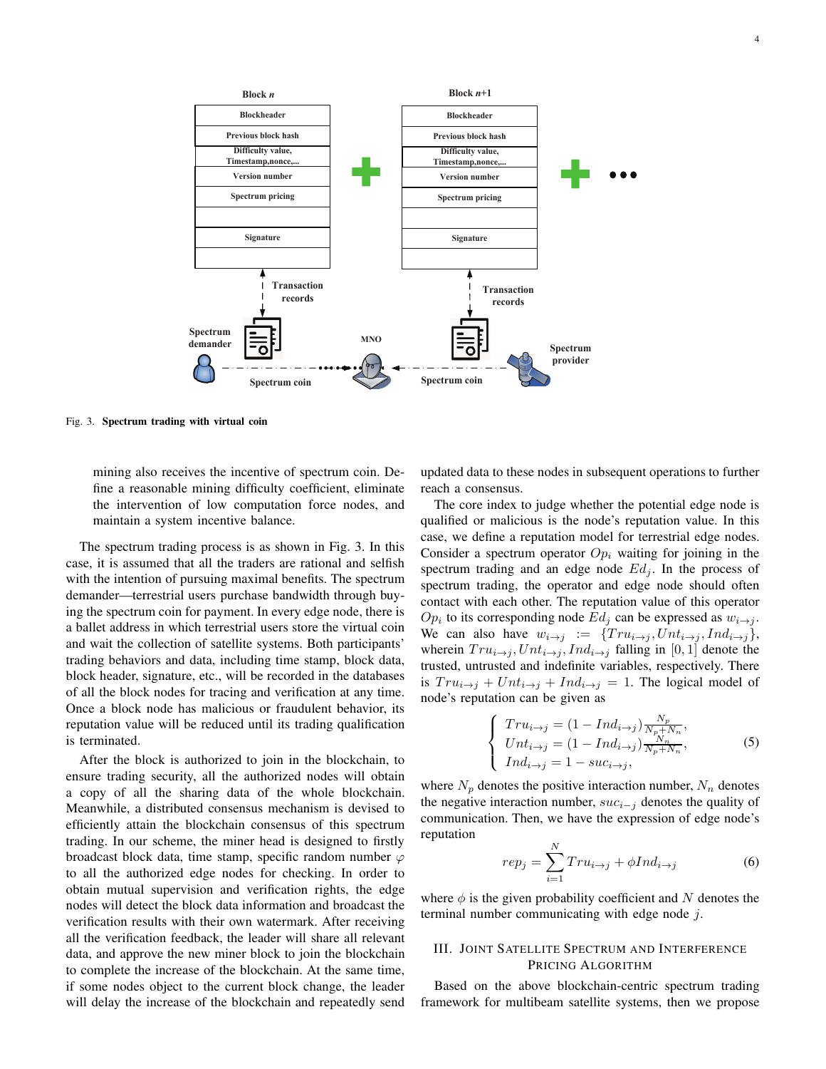Fig. 3. **Spectrum trading with virtual coin**

mining also receives the incentive of spectrum coin. Define a reasonable mining difficulty coefficient, eliminate the intervention of low computation force nodes, and maintain a system incentive balance.

The spectrum trading process is as shown in Fig. 3. In this case, it is assumed that all the traders are rational and selfish with the intention of pursuing maximal benefits. The spectrum demander—terrestrial users purchase bandwidth through buying the spectrum coin for payment. In every edge node, there is a ballet address in which terrestrial users store the virtual coin and wait the collection of satellite systems. Both participants' trading behaviors and data, including time stamp, block data, block header, signature, etc., will be recorded in the databases of all the block nodes for tracing and verification at any time. Once a block node has malicious or fraudulent behavior, its reputation value will be reduced until its trading qualification is terminated.

After the block is authorized to join in the blockchain, to ensure trading security, all the authorized nodes will obtain a copy of all the sharing data of the whole blockchain. Meanwhile, a distributed consensus mechanism is devised to efficiently attain the blockchain consensus of this spectrum trading. In our scheme, the miner head is designed to firstly broadcast block data, time stamp, specific random number $\varphi$ to all the authorized edge nodes for checking. In order to obtain mutual supervision and verification rights, the edge nodes will detect the block data information and broadcast the verification results with their own watermark. After receiving all the verification feedback, the leader will share all relevant data, and approve the new miner block to join the blockchain to complete the increase of the blockchain. At the same time, if some nodes object to the current block change, the leader will delay the increase of the blockchain and repeatedly send updated data to these nodes in subsequent operations to further reach a consensus.

The core index to judge whether the potential edge node is qualified or malicious is the node's reputation value. In this case, we define a reputation model for terrestrial edge nodes. Consider a spectrum operator $Op_i$ waiting for joining in the spectrum trading and an edge node $Ed_j$. In the process of spectrum trading, the operator and edge node should often contact with each other. The reputation value of this operator $Op_i$ to its corresponding node $Ed_j$ can be expressed as $w_{i\to j}$. We can also have $w_{i\to j} := \{Tru_{i\to j}, Unt_{i\to j}, Ind_{i\to j}\}$, wherein $Tru_{i\to j}, Unt_{i\to j}, Ind_{i\to j}$ falling in $[0, 1]$ denote the trusted, untrusted and indefinite variables, respectively. There is $Tru_{i\to j} + Unt_{i\to j} + Ind_{i\to j} = 1$. The logical model of node's reputation can be given as

$$\begin{cases} Tru_{i\to j} = (1 - Ind_{i\to j})\frac{N_p}{N_p+N_n}, \\ Unt_{i\to j} = (1 - Ind_{i\to j})\frac{N_n}{N_p+N_n}, \\ Ind_{i\to j} = 1 - suc_{i\to j}, \end{cases} \tag{5}$$

where $N_p$ denotes the positive interaction number, $N_n$ denotes the negative interaction number, $suc_{i-j}$ denotes the quality of communication. Then, we have the expression of edge node's reputation

$$rep_j = \sum_{i=1}^{N} Tru_{i\to j} + \phi Ind_{i\to j} \tag{6}$$

where $\phi$ is the given probability coefficient and $N$ denotes the terminal number communicating with edge node $j$.

## III. Joint Satellite Spectrum and Interference Pricing Algorithm

Based on the above blockchain-centric spectrum trading framework for multibeam satellite systems, then we propose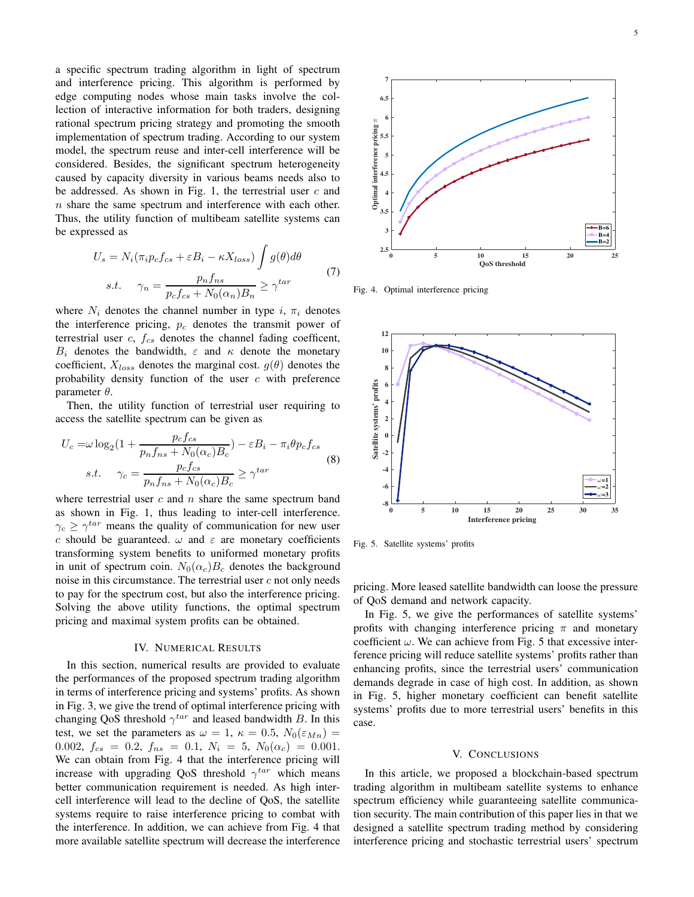a specific spectrum trading algorithm in light of spectrum and interference pricing. This algorithm is performed by edge computing nodes whose main tasks involve the collection of interactive information for both traders, designing rational spectrum pricing strategy and promoting the smooth implementation of spectrum trading. According to our system model, the spectrum reuse and inter-cell interference will be considered. Besides, the significant spectrum heterogeneity caused by capacity diversity in various beams needs also to be addressed. As shown in Fig. 1, the terrestrial user $c$ and $n$ share the same spectrum and interference with each other. Thus, the utility function of multibeam satellite systems can be expressed as

$$
\begin{aligned}
U_s &= N_i(\pi_i p_c f_{cs} + \varepsilon B_i - \kappa X_{loss}) \int g(\theta) d\theta \\
s.t. \quad & \gamma_n = \frac{p_n f_{ns}}{p_c f_{cs} + N_0(\alpha_n) B_n} \geq \gamma^{tar}
\end{aligned}
\tag{7}
$$

where $N_i$ denotes the channel number in type $i$, $\pi_i$ denotes the interference pricing, $p_c$ denotes the transmit power of terrestrial user $c$, $f_{cs}$ denotes the channel fading coefficient, $B_i$ denotes the bandwidth, $\varepsilon$ and $\kappa$ denote the monetary coefficient, $X_{loss}$ denotes the marginal cost. $g(\theta)$ denotes the probability density function of the user $c$ with preference parameter $\theta$.

Then, the utility function of terrestrial user requiring to access the satellite spectrum can be given as

$$
\begin{aligned}
U_c =& \omega \log_2(1 + \frac{p_c f_{cs}}{p_n f_{ns} + N_0(\alpha_c) B_c}) - \varepsilon B_i - \pi_i \theta p_c f_{cs} \\
s.t. \quad & \gamma_c = \frac{p_c f_{cs}}{p_n f_{ns} + N_0(\alpha_c) B_c} \geq \gamma^{tar}
\end{aligned}
\tag{8}
$$

where terrestrial user $c$ and $n$ share the same spectrum band as shown in Fig. 1, thus leading to inter-cell interference. $\gamma_c \geq \gamma^{tar}$ means the quality of communication for new user $c$ should be guaranteed. $\omega$ and $\varepsilon$ are monetary coefficients transforming system benefits to uniformed monetary profits in unit of spectrum coin. $N_0(\alpha_c)B_c$ denotes the background noise in this circumstance. The terrestrial user $c$ not only needs to pay for the spectrum cost, but also the interference pricing. Solving the above utility functions, the optimal spectrum pricing and maximal system profits can be obtained.

## IV. Numerical Results

In this section, numerical results are provided to evaluate the performances of the proposed spectrum trading algorithm in terms of interference pricing and systems' profits. As shown in Fig. 3, we give the trend of optimal interference pricing with changing QoS threshold $\gamma^{tar}$ and leased bandwidth $B$. In this test, we set the parameters as $\omega = 1$, $\kappa = 0.5$, $N_0(\varepsilon_{Mn}) = 0.002$, $f_{cs} = 0.2$, $f_{ns} = 0.1$, $N_i = 5$, $N_0(\alpha_c) = 0.001$. We can obtain from Fig. 4 that the interference pricing will increase with upgrading QoS threshold $\gamma^{tar}$ which means better communication requirement is needed. As high inter-cell interference will lead to the decline of QoS, the satellite systems require to raise interference pricing to combat with the interference. In addition, we can achieve from Fig. 4 that more available satellite spectrum will decrease the interference pricing. More leased satellite bandwidth can loose the pressure of QoS demand and network capacity.

Fig. 4. Optimal interference pricing

Fig. 5. Satellite systems' profits

In Fig. 5, we give the performances of satellite systems' profits with changing interference pricing $\pi$ and monetary coefficient $\omega$. We can achieve from Fig. 5 that excessive interference pricing will reduce satellite systems' profits rather than enhancing profits, since the terrestrial users' communication demands degrade in case of high cost. In addition, as shown in Fig. 5, higher monetary coefficient can benefit satellite systems' profits due to more terrestrial users' benefits in this case.

## V. Conclusions

In this article, we proposed a blockchain-based spectrum trading algorithm in multibeam satellite systems to enhance spectrum efficiency while guaranteeing satellite communication security. The main contribution of this paper lies in that we designed a satellite spectrum trading method by considering interference pricing and stochastic terrestrial users' spectrum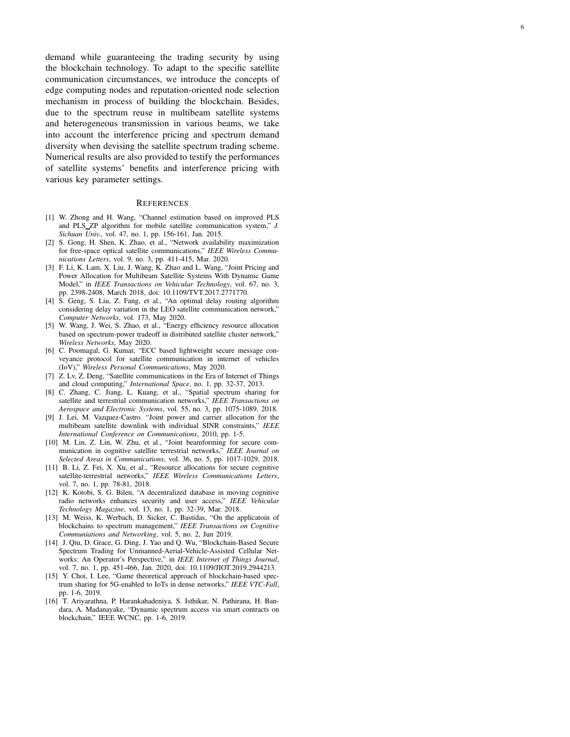demand while guaranteeing the trading security by using the blockchain technology. To adapt to the specific satellite communication circumstances, we introduce the concepts of edge computing nodes and reputation-oriented node selection mechanism in process of building the blockchain. Besides, due to the spectrum reuse in multibeam satellite systems and heterogeneous transmission in various beams, we take into account the interference pricing and spectrum demand diversity when devising the satellite spectrum trading scheme. Numerical results are also provided to testify the performances of satellite systems' benefits and interference pricing with various key parameter settings.

## References

[1] W. Zhong and H. Wang, "Channel estimation based on improved PLS and PLS_ZP algorithm for mobile satellite communication system," *J. Sichuan Univ.*, vol. 47, no. 1, pp. 156-161, Jan. 2015.

[2] S. Gong, H. Shen, K. Zhao, et al., "Network availability maximization for free-space optical satellite communications," *IEEE Wireless Communications Letters*, vol. 9, no. 3, pp. 411-415, Mar. 2020.

[3] F. Li, K. Lam, X. Liu, J. Wang, K. Zhao and L. Wang, "Joint Pricing and Power Allocation for Multibeam Satellite Systems With Dynamic Game Model," in *IEEE Transactions on Vehicular Technology*, vol. 67, no. 3, pp. 2398-2408, March 2018, doi: 10.1109/TVT.2017.2771770.

[4] S. Geng, S. Liu, Z. Fang, et al., "An optimal delay routing algorithm considering delay variation in the LEO satellite communication network," *Computer Networks*, vol. 173, May 2020.

[5] W. Wang, J. Wei, S. Zhao, et al., "Energy efficiency resource allocation based on spectrum-power tradeoff in distributed satellite cluster network," *Wireless Networks*, May 2020.

[6] C. Poomagal, G. Kumar, "ECC based lightweight secure message conveyance protocol for satellite communication in internet of vehicles (IoV)," *Wireless Personal Communications*, May 2020.

[7] Z. Lv, Z. Deng, "Satellite communications in the Era of Internet of Things and cloud computing," *International Space*, no. 1, pp. 32-37, 2013.

[8] C. Zhang, C. Jiang, L. Kuang, et al., "Spatial spectrum sharing for satellite and terrestrial communication networks," *IEEE Transactions on Aerospace and Electronic Systems*, vol. 55, no. 3, pp. 1075-1089, 2018.

[9] J. Lei, M. Vazquez-Castro. "Joint power and carrier allocation for the multibeam satellite downlink with individual SINR constraints," *IEEE International Conference on Communications*, 2010, pp. 1-5.

[10] M. Lin, Z. Lin, W. Zhu, et al., "Joint beamforming for secure communication in cognitive satellite terrestrial networks," *IEEE Journal on Selected Areas in Communications*, vol. 36, no. 5, pp. 1017-1029, 2018.

[11] B. Li, Z. Fei, X. Xu, et al., "Resource allocations for secure cognitive satellite-terrestrial networks," *IEEE Wireless Communications Letters*, vol. 7, no. 1, pp. 78-81, 2018.

[12] K. Kotobi, S. G. Bilen, "A decentralized database in moving cognitive radio networks enhances security and user access," *IEEE Vehicular Technology Magazine*, vol. 13, no. 1, pp. 32-39, Mar. 2018.

[13] M. Weiss, K. Werbach, D. Sicker, C. Bastidas, "On the applicatoin of blockchains to spectrum management," *IEEE Transactions on Cognitive Communiations and Networking*, vol. 5, no. 2, Jun 2019.

[14] J. Qiu, D. Grace, G. Ding, J. Yao and Q. Wu, "Blockchain-Based Secure Spectrum Trading for Unmanned-Aerial-Vehicle-Assisted Cellular Networks: An Operator's Perspective," in *IEEE Internet of Things Journal*, vol. 7, no. 1, pp. 451-466, Jan. 2020, doi: 10.1109/JIOT.2019.2944213.

[15] Y. Choi, I. Lee, "Game theoretical approach of blockchain-based spectrum sharing for 5G-enabled to IoTs in dense networks," *IEEE VTC-Fall*, pp. 1-6, 2019.

[16] T. Ariyarathna, P. Harankahadeniya, S. Isthikar, N. Pathirana, H. Bandara, A. Madanayake, "Dynamic spectrum access via smart contracts on blockchain," IEEE WCNC, pp. 1-6, 2019.